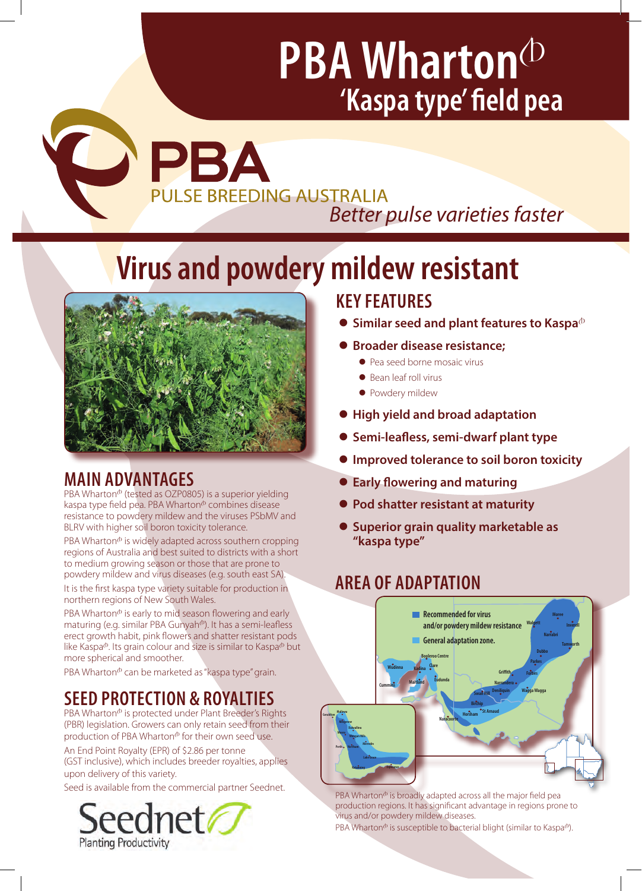# PBA Wharton⁽ᵇ⁾

## 'Kaspa type' field pea

PBA

PULSE BREEDING AUSTRALIA

*Better pulse varieties faster*

# Virus and powdery mildew resistant

## MAIN ADVANTAGES

PBA Wharton(b) (tested as OZP0805) is a superior yielding kaspa type field pea. PBA Wharton(b) combines disease resistance to powdery mildew and the viruses PSbMV and BLRV with higher soil boron toxicity tolerance.

PBA Wharton(b) is widely adapted across southern cropping regions of Australia and best suited to districts with a short to medium growing season or those that are prone to powdery mildew and virus diseases (e.g. south east SA).

It is the first kaspa type variety suitable for production in northern regions of New South Wales.

PBA Wharton(b) is early to mid season flowering and early maturing (e.g. similar PBA Gunyah(b)). It has a semi-leafless erect growth habit, pink flowers and shatter resistant pods like Kaspa(b). Its grain colour and size is similar to Kaspa(b) but more spherical and smoother.

PBA Wharton(b) can be marketed as "kaspa type" grain.

## SEED PROTECTION & ROYALTIES

PBA Wharton(b) is protected under Plant Breeder's Rights (PBR) legislation. Growers can only retain seed from their production of PBA Wharton(b) for their own seed use.

An End Point Royalty (EPR) of $2.86 per tonne (GST inclusive), which includes breeder royalties, applies upon delivery of this variety.

Seed is available from the commercial partner Seednet.

Seednet
Planting Productivity

## KEY FEATURES

- **Similar seed and plant features to Kaspa(b)**
- **Broader disease resistance;**
  - Pea seed borne mosaic virus
  - Bean leaf roll virus
  - Powdery mildew
- **High yield and broad adaptation**
- **Semi-leafless, semi-dwarf plant type**
- **Improved tolerance to soil boron toxicity**
- **Early flowering and maturing**
- **Pod shatter resistant at maturity**
- **Superior grain quality marketable as "kaspa type"**

## AREA OF ADAPTATION

Recommended for virus and/or powdery mildew resistance

General adaptation zone.

PBA Wharton(b) is broadly adapted across all the major field pea production regions. It has significant advantage in regions prone to virus and/or powdery mildew diseases.

PBA Wharton(b) is susceptible to bacterial blight (similar to Kaspa(b)).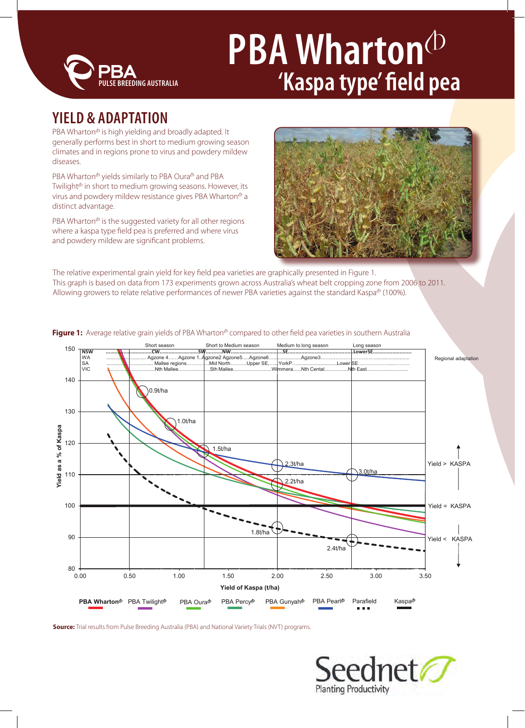# PBA Wharton$^{\Phi}$

## 'Kaspa type' field pea

## YIELD & ADAPTATION

PBA Wharton$^{\Phi}$ is high yielding and broadly adapted. It generally performs best in short to medium growing season climates and in regions prone to virus and powdery mildew diseases.

PBA Wharton$^{\Phi}$ yields similarly to PBA Oura$^{\Phi}$ and PBA Twilight$^{\Phi}$ in short to medium growing seasons. However, its virus and powdery mildew resistance gives PBA Wharton$^{\Phi}$ a distinct advantage.

PBA Wharton$^{\Phi}$ is the suggested variety for all other regions where a kaspa type field pea is preferred and where virus and powdery mildew are significant problems.

The relative experimental grain yield for key field pea varieties are graphically presented in Figure 1.
This graph is based on data from 173 experiments grown across Australia's wheat belt cropping zone from 2006 to 2011.
Allowing growers to relate relative performances of newer PBA varieties against the standard Kaspa$^{\Phi}$ (100%).

**Figure 1:** Average relative grain yields of PBA Wharton$^{\Phi}$ compared to other field pea varieties in southern Australia

**Source:** Trial results from Pulse Breeding Australia (PBA) and National Variety Trials (NVT) programs.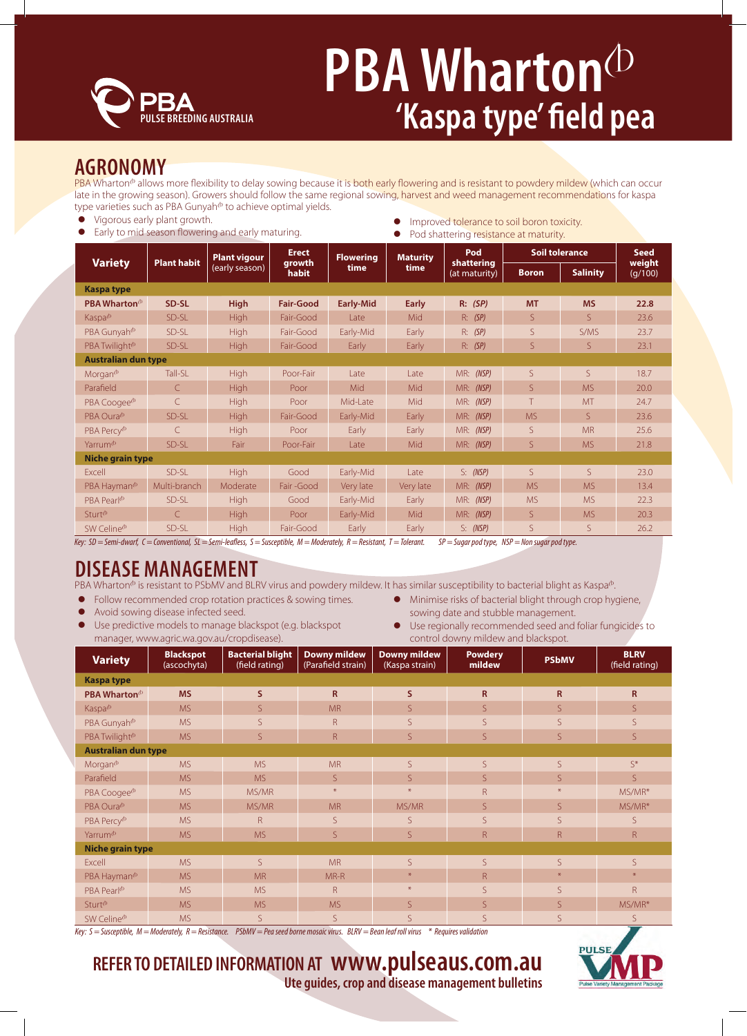# PBA Wharton⁽ᵖ⁾

## 'Kaspa type' field pea

PBA PULSE BREEDING AUSTRALIA

## AGRONOMY

PBA Wharton allows more flexibility to delay sowing because it is both early flowering and is resistant to powdery mildew (which can occur late in the growing season). Growers should follow the same regional sowing, harvest and weed management recommendations for kaspa type varieties such as PBA Gunyah to achieve optimal yields.

- Vigorous early plant growth.
- Early to mid season flowering and early maturing.
- Improved tolerance to soil boron toxicity.
- Pod shattering resistance at maturity.

| Variety | Plant habit | Plant vigour (early season) | Erect growth habit | Flowering time | Maturity time | Pod shattering (at maturity) | Soil tolerance | | Seed weight (g/100) |
|---|---|---|---|---|---|---|---|---|---|
| | | | | | | | Boron | Salinity | |
| **Kaspa type** | | | | | | | | | |
| **PBA Wharton** | **SD-SL** | **High** | **Fair-Good** | **Early-Mid** | **Early** | **R: (SP)** | **MT** | **MS** | **22.8** |
| Kaspa | SD-SL | High | Fair-Good | Late | Mid | R: (SP) | S | S | 23.6 |
| PBA Gunyah | SD-SL | High | Fair-Good | Early-Mid | Early | R: (SP) | S | S/MS | 23.7 |
| PBA Twilight | SD-SL | High | Fair-Good | Early | Early | R: (SP) | S | S | 23.1 |
| **Australian dun type** | | | | | | | | | |
| Morgan | Tall-SL | High | Poor-Fair | Late | Late | MR: (NSP) | S | S | 18.7 |
| Parafield | C | High | Poor | Mid | Mid | MR: (NSP) | S | MS | 20.0 |
| PBA Coogee | C | High | Poor | Mid-Late | Mid | MR: (NSP) | T | MT | 24.7 |
| PBA Oura | SD-SL | High | Fair-Good | Early-Mid | Early | MR: (NSP) | MS | S | 23.6 |
| PBA Percy | C | High | Poor | Early | Early | MR: (NSP) | S | MR | 25.6 |
| Yarrum | SD-SL | Fair | Poor-Fair | Late | Mid | MR: (NSP) | S | MS | 21.8 |
| **Niche grain type** | | | | | | | | | |
| Excell | SD-SL | High | Good | Early-Mid | Late | S: (NSP) | S | S | 23.0 |
| PBA Hayman | Multi-branch | Moderate | Fair -Good | Very late | Very late | MR: (NSP) | MS | MS | 13.4 |
| PBA Pearl | SD-SL | High | Good | Early-Mid | Early | MR: (NSP) | MS | MS | 22.3 |
| Sturt | C | High | Poor | Early-Mid | Mid | MR: (NSP) | S | MS | 20.3 |
| SW Celine | SD-SL | High | Fair-Good | Early | Early | S: (NSP) | S | S | 26.2 |

*Key: SD = Semi-dwarf, C = Conventional, SL = Semi-leafless, S = Susceptible, M = Moderately, R = Resistant, T = Tolerant. SP = Sugar pod type, NSP = Non sugar pod type.*

## DISEASE MANAGEMENT

PBA Wharton is resistant to PSbMV and BLRV virus and powdery mildew. It has similar susceptibility to bacterial blight as Kaspa.

- Follow recommended crop rotation practices & sowing times.
- Avoid sowing disease infected seed.
- Use predictive models to manage blackspot (e.g. blackspot manager, www.agric.wa.gov.au/cropdisease).
- Minimise risks of bacterial blight through crop hygiene, sowing date and stubble management.
- Use regionally recommended seed and foliar fungicides to control downy mildew and blackspot.

| Variety | Blackspot (ascochyta) | Bacterial blight (field rating) | Downy mildew (Parafield strain) | Downy mildew (Kaspa strain) | Powdery mildew | PSbMV | BLRV (field rating) |
|---|---|---|---|---|---|---|---|
| **Kaspa type** | | | | | | | |
| **PBA Wharton** | **MS** | **S** | **R** | **S** | **R** | **R** | **R** |
| Kaspa | MS | S | MR | S | S | S | S |
| PBA Gunyah | MS | S | R | S | S | S | S |
| PBA Twilight | MS | S | R | S | S | S | S |
| **Australian dun type** | | | | | | | |
| Morgan | MS | MS | MR | S | S | S | S* |
| Parafield | MS | MS | S | S | S | S | S |
| PBA Coogee | MS | MS/MR | * | * | R | * | MS/MR* |
| PBA Oura | MS | MS/MR | MR | MS/MR | S | S | MS/MR* |
| PBA Percy | MS | R | S | S | S | S | S |
| Yarrum | MS | MS | S | S | R | R | R |
| **Niche grain type** | | | | | | | |
| Excell | MS | S | MR | S | S | S | S |
| PBA Hayman | MS | MR | MR-R | * | R | * | * |
| PBA Pearl | MS | MS | R | * | S | S | R |
| Sturt | MS | MS | MS | S | S | S | MS/MR* |
| SW Celine | MS | S | S | S | S | S | S |

*Key: S = Susceptible, M = Moderately, R = Resistance. PSbMV = Pea seed borne mosaic virus. BLRV = Bean leaf roll virus \* Requires validation*

**REFER TO DETAILED INFORMATION AT www.pulseaus.com.au**

**Ute guides, crop and disease management bulletins**

PULSE VMP Pulse Variety Management Package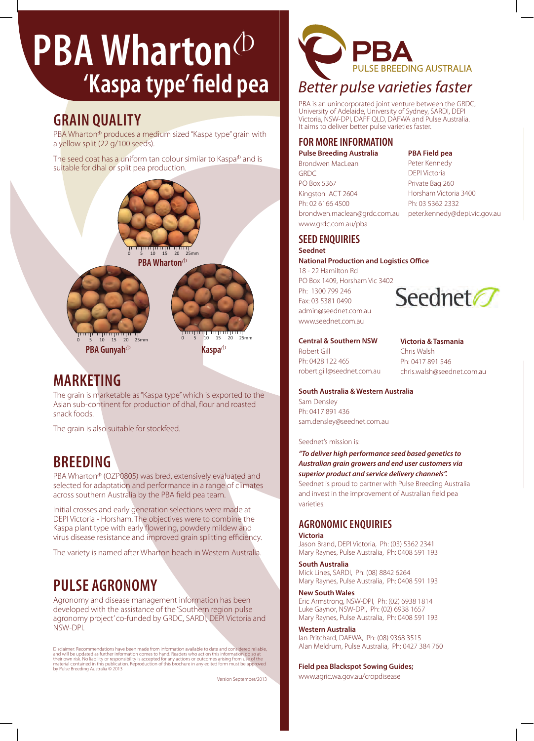# PBA Wharton<sup>ⓓ</sup>

## 'Kaspa type' field pea

## GRAIN QUALITY

PBA Wharton⑪ produces a medium sized "Kaspa type" grain with a yellow split (22 g/100 seeds).

The seed coat has a uniform tan colour similar to Kaspa⑪ and is suitable for dhal or split pea production.

0 5 10 15 20 25mm

**PBA Wharton⑪**

0 5 10 15 20 25mm

**PBA Gunyah⑪**

0 5 10 15 20 25mm

**Kaspa⑪**

## MARKETING

The grain is marketable as "Kaspa type" which is exported to the Asian sub-continent for production of dhal, flour and roasted snack foods.

The grain is also suitable for stockfeed.

## BREEDING

PBA Wharton⑪ (OZP0805) was bred, extensively evaluated and selected for adaptation and performance in a range of climates across southern Australia by the PBA field pea team.

Initial crosses and early generation selections were made at DEPI Victoria - Horsham. The objectives were to combine the Kaspa plant type with early flowering, powdery mildew and virus disease resistance and improved grain splitting efficiency.

The variety is named after Wharton beach in Western Australia.

## PULSE AGRONOMY

Agronomy and disease management information has been developed with the assistance of the 'Southern region pulse agronomy project' co-funded by GRDC, SARDI, DEPI Victoria and NSW-DPI.

Disclaimer: Recommendations have been made from information available to date and considered reliable, and will be updated as further information comes to hand. Readers who act on this information do so at their own risk. No liability or responsibility is accepted for any actions or outcomes arising from use of the material contained in this publication. Reproduction of this brochure in any edited form must be approved by Pulse Breeding Australia © 2013

Version September/2013

PBA PULSE BREEDING AUSTRALIA

*Better pulse varieties faster*

PBA is an unincorporated joint venture between the GRDC, University of Adelaide, University of Sydney, SARDI, DEPI Victoria, NSW-DPI, DAFF QLD, DAFWA and Pulse Australia. It aims to deliver better pulse varieties faster.

## FOR MORE INFORMATION

**Pulse Breeding Australia**
Brondwen MacLean
GRDC
PO Box 5367
Kingston ACT 2604
Ph: 02 6166 4500
brondwen.maclean@grdc.com.au
www.grdc.com.au/pba

**PBA Field pea**
Peter Kennedy
DEPI Victoria
Private Bag 260
Horsham Victoria 3400
Ph: 03 5362 2332
peter.kennedy@depi.vic.gov.au

## SEED ENQUIRIES

**Seednet**

**National Production and Logistics Office**
18 - 22 Hamilton Rd
PO Box 1409, Horsham Vic 3402
Ph: 1300 799 246
Fax: 03 5381 0490
admin@seednet.com.au
www.seednet.com.au

Seednet

**Central & Southern NSW**
Robert Gill
Ph: 0428 122 465
robert.gill@seednet.com.au

**Victoria & Tasmania**
Chris Walsh
Ph: 0417 891 546
chris.walsh@seednet.com.au

**South Australia & Western Australia**
Sam Densley
Ph: 0417 891 436
sam.densley@seednet.com.au

Seednet's mission is:

***"To deliver high performance seed based genetics to Australian grain growers and end user customers via superior product and service delivery channels".***
Seednet is proud to partner with Pulse Breeding Australia and invest in the improvement of Australian field pea varieties.

## AGRONOMIC ENQUIRIES

**Victoria**
Jason Brand, DEPI Victoria, Ph: (03) 5362 2341
Mary Raynes, Pulse Australia, Ph: 0408 591 193

**South Australia**
Mick Lines, SARDI, Ph: (08) 8842 6264
Mary Raynes, Pulse Australia, Ph: 0408 591 193

**New South Wales**
Eric Armstrong, NSW-DPI, Ph: (02) 6938 1814
Luke Gaynor, NSW-DPI, Ph: (02) 6938 1657
Mary Raynes, Pulse Australia, Ph: 0408 591 193

**Western Australia**
Ian Pritchard, DAFWA, Ph: (08) 9368 3515
Alan Meldrum, Pulse Australia, Ph: 0427 384 760

**Field pea Blackspot Sowing Guides;**
www.agric.wa.gov.au/cropdisease